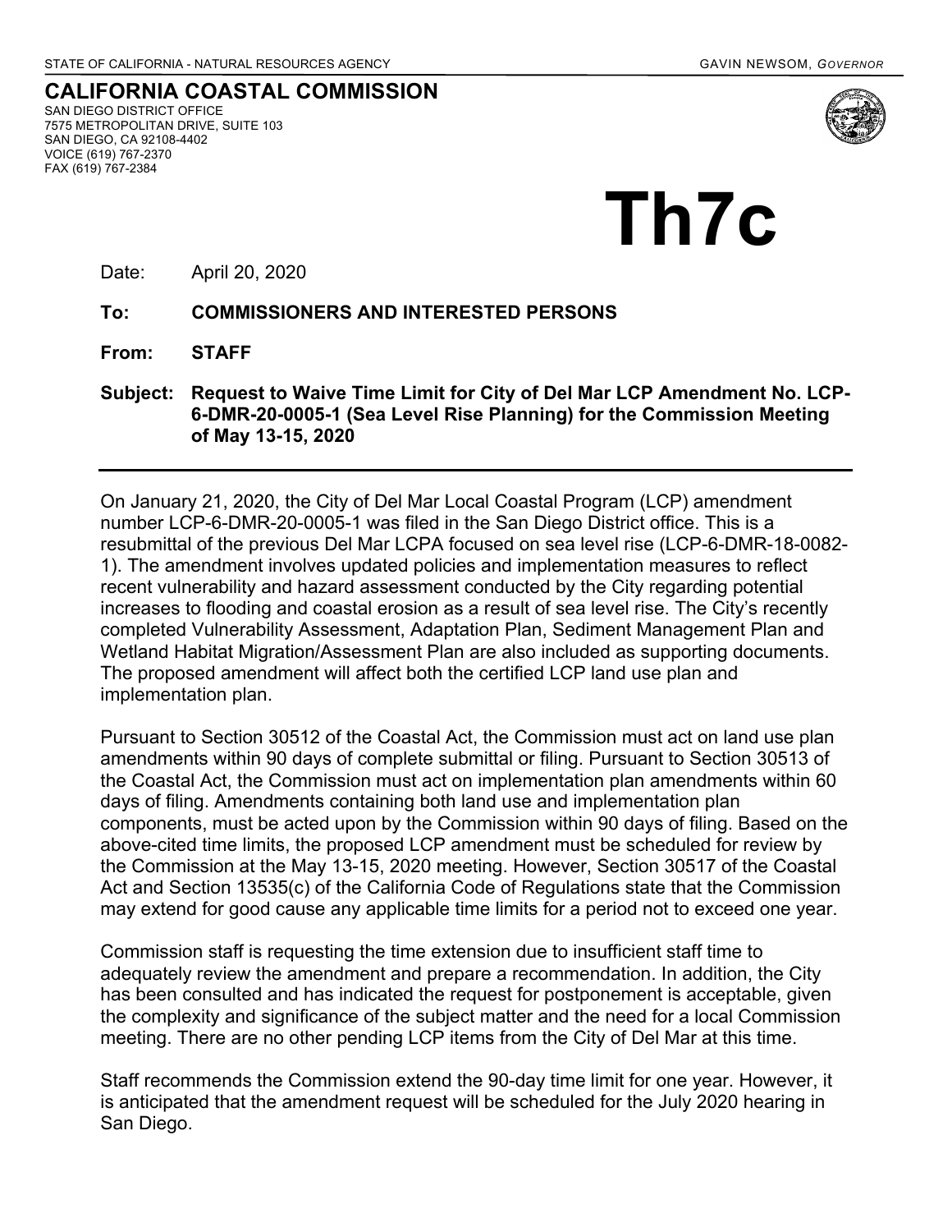STATE OF CALIFORNIA - NATURAL RESOURCES AGENCY GAVIN NEWSOM, *GOVERNOR*

# CALIFORNIA COASTAL COMMISSION

SAN DIEGO DISTRICT OFFICE
7575 METROPOLITAN DRIVE, SUITE 103
SAN DIEGO, CA 92108-4402
VOICE (619) 767-2370
FAX (619) 767-2384

# Th7c

Date: April 20, 2020

**To: COMMISSIONERS AND INTERESTED PERSONS**

**From: STAFF**

**Subject: Request to Waive Time Limit for City of Del Mar LCP Amendment No. LCP-6-DMR-20-0005-1 (Sea Level Rise Planning) for the Commission Meeting of May 13-15, 2020**

---

On January 21, 2020, the City of Del Mar Local Coastal Program (LCP) amendment number LCP-6-DMR-20-0005-1 was filed in the San Diego District office. This is a resubmittal of the previous Del Mar LCPA focused on sea level rise (LCP-6-DMR-18-0082-1). The amendment involves updated policies and implementation measures to reflect recent vulnerability and hazard assessment conducted by the City regarding potential increases to flooding and coastal erosion as a result of sea level rise. The City's recently completed Vulnerability Assessment, Adaptation Plan, Sediment Management Plan and Wetland Habitat Migration/Assessment Plan are also included as supporting documents. The proposed amendment will affect both the certified LCP land use plan and implementation plan.

Pursuant to Section 30512 of the Coastal Act, the Commission must act on land use plan amendments within 90 days of complete submittal or filing. Pursuant to Section 30513 of the Coastal Act, the Commission must act on implementation plan amendments within 60 days of filing. Amendments containing both land use and implementation plan components, must be acted upon by the Commission within 90 days of filing. Based on the above-cited time limits, the proposed LCP amendment must be scheduled for review by the Commission at the May 13-15, 2020 meeting. However, Section 30517 of the Coastal Act and Section 13535(c) of the California Code of Regulations state that the Commission may extend for good cause any applicable time limits for a period not to exceed one year.

Commission staff is requesting the time extension due to insufficient staff time to adequately review the amendment and prepare a recommendation. In addition, the City has been consulted and has indicated the request for postponement is acceptable, given the complexity and significance of the subject matter and the need for a local Commission meeting. There are no other pending LCP items from the City of Del Mar at this time.

Staff recommends the Commission extend the 90-day time limit for one year. However, it is anticipated that the amendment request will be scheduled for the July 2020 hearing in San Diego.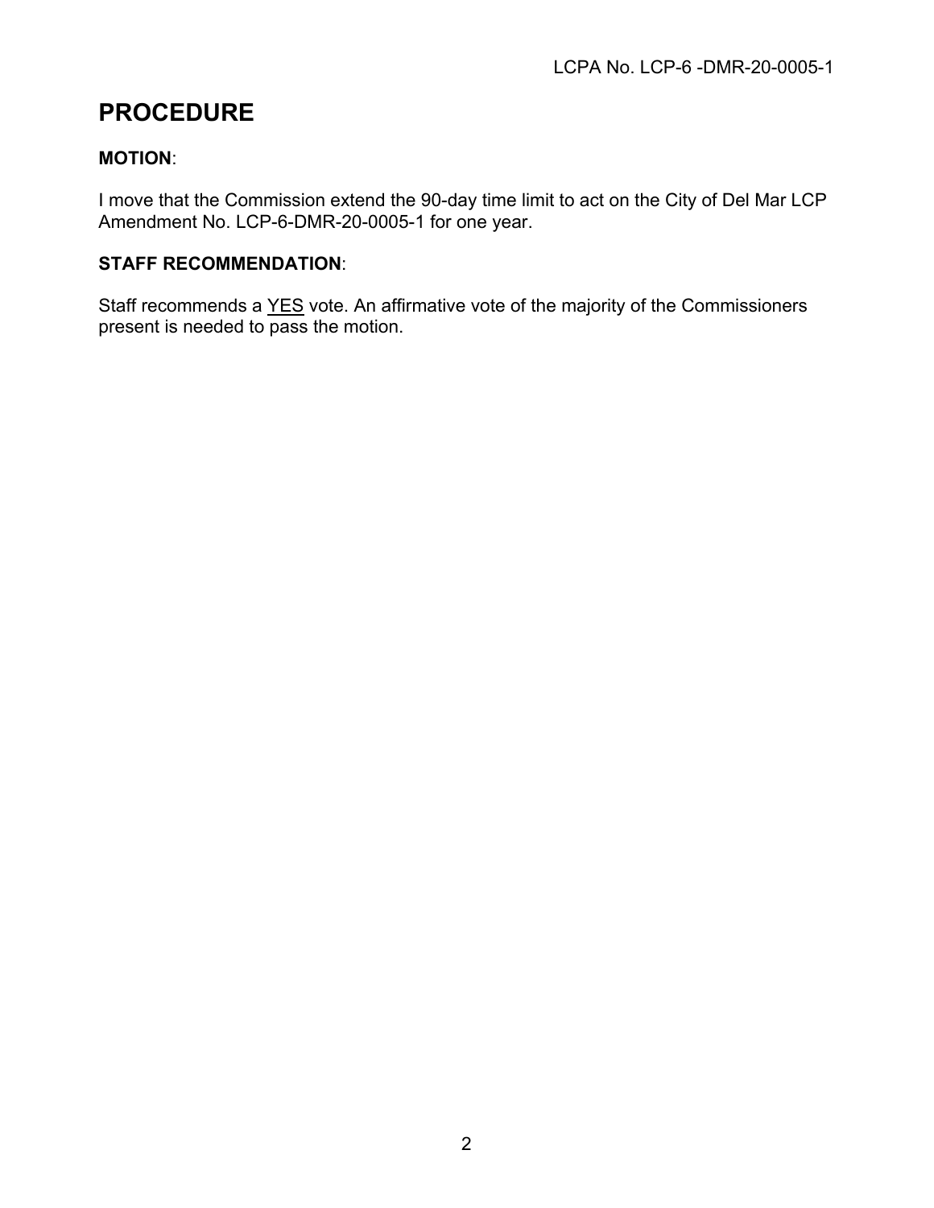# PROCEDURE

**MOTION**:

I move that the Commission extend the 90-day time limit to act on the City of Del Mar LCP Amendment No. LCP-6-DMR-20-0005-1 for one year.

**STAFF RECOMMENDATION**:

Staff recommends a <u>YES</u> vote. An affirmative vote of the majority of the Commissioners present is needed to pass the motion.